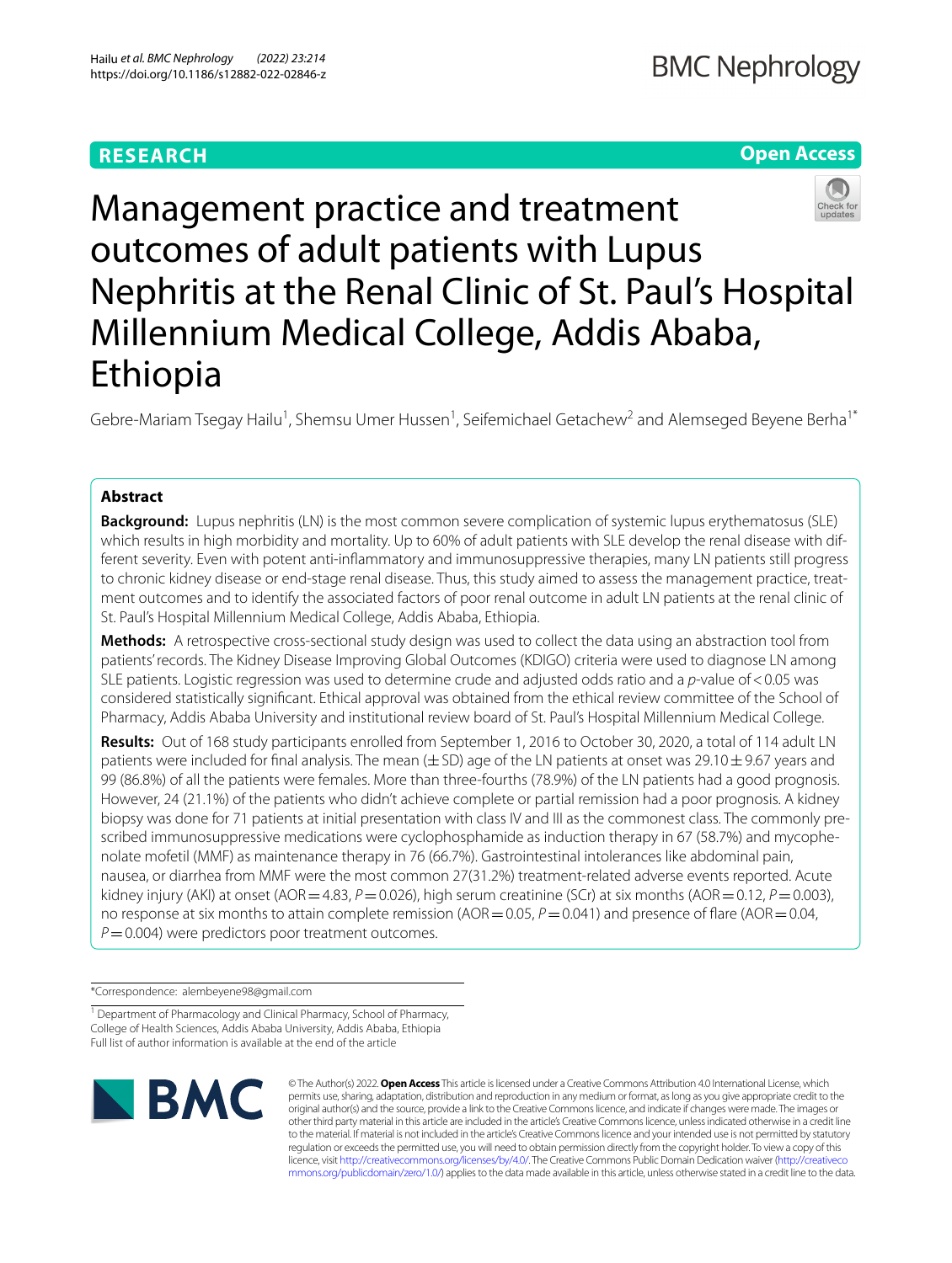RESEARCH

Open Access

# Management practice and treatment outcomes of adult patients with Lupus Nephritis at the Renal Clinic of St. Paul's Hospital Millennium Medical College, Addis Ababa, Ethiopia

Gebre-Mariam Tsegay Hailu[1], Shemsu Umer Hussen[1], Seifemichael Getachew[2] and Alemseged Beyene Berha[1*]

## Abstract

**Background:** Lupus nephritis (LN) is the most common severe complication of systemic lupus erythematosus (SLE) which results in high morbidity and mortality. Up to 60% of adult patients with SLE develop the renal disease with different severity. Even with potent anti-inflammatory and immunosuppressive therapies, many LN patients still progress to chronic kidney disease or end-stage renal disease. Thus, this study aimed to assess the management practice, treatment outcomes and to identify the associated factors of poor renal outcome in adult LN patients at the renal clinic of St. Paul's Hospital Millennium Medical College, Addis Ababa, Ethiopia.

**Methods:** A retrospective cross-sectional study design was used to collect the data using an abstraction tool from patients' records. The Kidney Disease Improving Global Outcomes (KDIGO) criteria were used to diagnose LN among SLE patients. Logistic regression was used to determine crude and adjusted odds ratio and a *p*-value of $<0.05$ was considered statistically significant. Ethical approval was obtained from the ethical review committee of the School of Pharmacy, Addis Ababa University and institutional review board of St. Paul's Hospital Millennium Medical College.

**Results:** Out of 168 study participants enrolled from September 1, 2016 to October 30, 2020, a total of 114 adult LN patients were included for final analysis. The mean ($\pm$SD) age of the LN patients at onset was $29.10 \pm 9.67$ years and 99 (86.8%) of all the patients were females. More than three-fourths (78.9%) of the LN patients had a good prognosis. However, 24 (21.1%) of the patients who didn't achieve complete or partial remission had a poor prognosis. A kidney biopsy was done for 71 patients at initial presentation with class IV and III as the commonest class. The commonly prescribed immunosuppressive medications were cyclophosphamide as induction therapy in 67 (58.7%) and mycophenolate mofetil (MMF) as maintenance therapy in 76 (66.7%). Gastrointestinal intolerances like abdominal pain, nausea, or diarrhea from MMF were the most common 27(31.2%) treatment-related adverse events reported. Acute kidney injury (AKI) at onset (AOR = 4.83, $P = 0.026$), high serum creatinine (SCr) at six months (AOR = 0.12, $P = 0.003$), no response at six months to attain complete remission (AOR = 0.05, $P = 0.041$) and presence of flare (AOR = 0.04, $P = 0.004$) were predictors poor treatment outcomes.

*Correspondence: alembeyene98@gmail.com

[1] Department of Pharmacology and Clinical Pharmacy, School of Pharmacy, College of Health Sciences, Addis Ababa University, Addis Ababa, Ethiopia
Full list of author information is available at the end of the article

© The Author(s) 2022. **Open Access** This article is licensed under a Creative Commons Attribution 4.0 International License, which permits use, sharing, adaptation, distribution and reproduction in any medium or format, as long as you give appropriate credit to the original author(s) and the source, provide a link to the Creative Commons licence, and indicate if changes were made. The images or other third party material in this article are included in the article's Creative Commons licence, unless indicated otherwise in a credit line to the material. If material is not included in the article's Creative Commons licence and your intended use is not permitted by statutory regulation or exceeds the permitted use, you will need to obtain permission directly from the copyright holder. To view a copy of this licence, visit http://creativecommons.org/licenses/by/4.0/. The Creative Commons Public Domain Dedication waiver (http://creativecommons.org/publicdomain/zero/1.0/) applies to the data made available in this article, unless otherwise stated in a credit line to the data.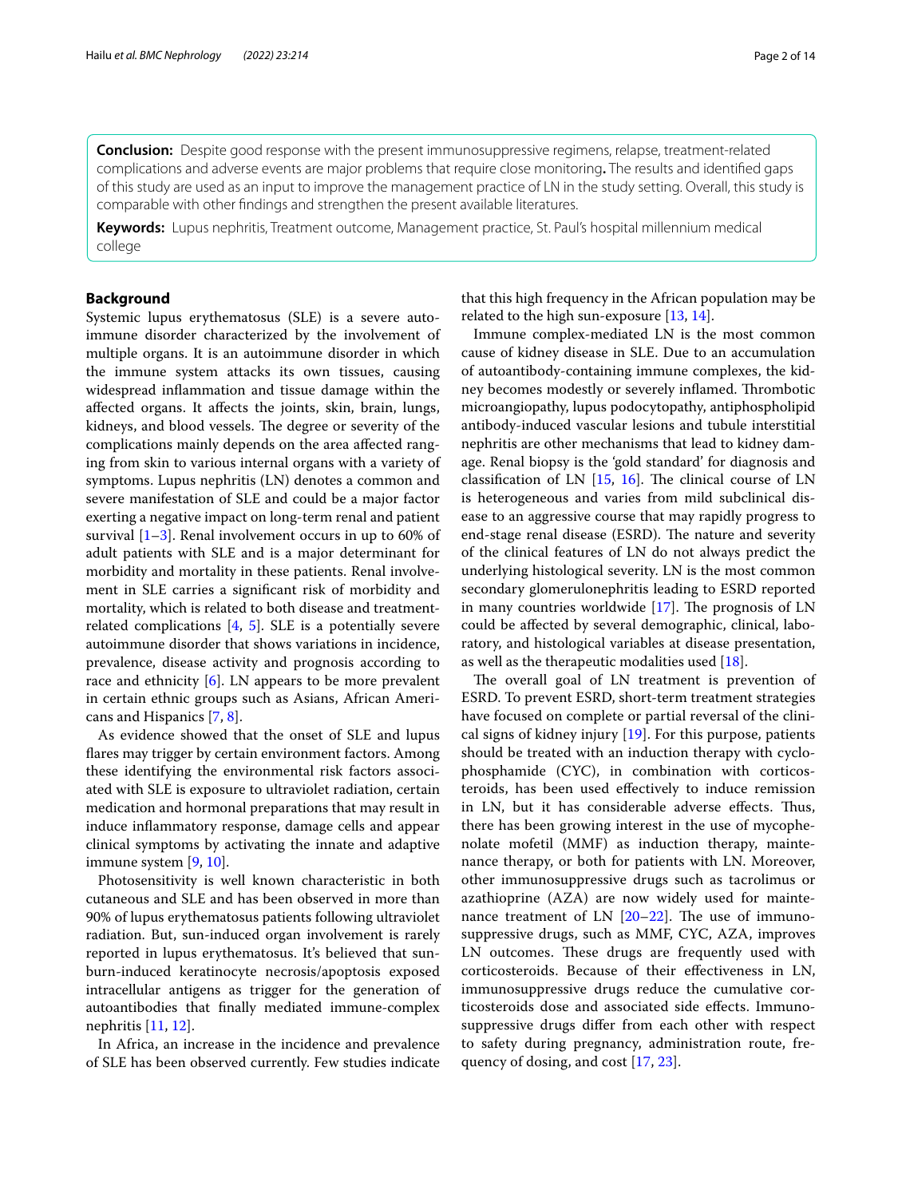**Conclusion:** Despite good response with the present immunosuppressive regimens, relapse, treatment-related complications and adverse events are major problems that require close monitoring**.** The results and identified gaps of this study are used as an input to improve the management practice of LN in the study setting. Overall, this study is comparable with other findings and strengthen the present available literatures.

**Keywords:** Lupus nephritis, Treatment outcome, Management practice, St. Paul's hospital millennium medical college

## Background

Systemic lupus erythematosus (SLE) is a severe autoimmune disorder characterized by the involvement of multiple organs. It is an autoimmune disorder in which the immune system attacks its own tissues, causing widespread inflammation and tissue damage within the affected organs. It affects the joints, skin, brain, lungs, kidneys, and blood vessels. The degree or severity of the complications mainly depends on the area affected ranging from skin to various internal organs with a variety of symptoms. Lupus nephritis (LN) denotes a common and severe manifestation of SLE and could be a major factor exerting a negative impact on long-term renal and patient survival [1–3]. Renal involvement occurs in up to 60% of adult patients with SLE and is a major determinant for morbidity and mortality in these patients. Renal involvement in SLE carries a significant risk of morbidity and mortality, which is related to both disease and treatment-related complications [4, 5]. SLE is a potentially severe autoimmune disorder that shows variations in incidence, prevalence, disease activity and prognosis according to race and ethnicity [6]. LN appears to be more prevalent in certain ethnic groups such as Asians, African Americans and Hispanics [7, 8].

As evidence showed that the onset of SLE and lupus flares may trigger by certain environment factors. Among these identifying the environmental risk factors associated with SLE is exposure to ultraviolet radiation, certain medication and hormonal preparations that may result in induce inflammatory response, damage cells and appear clinical symptoms by activating the innate and adaptive immune system [9, 10].

Photosensitivity is well known characteristic in both cutaneous and SLE and has been observed in more than 90% of lupus erythematosus patients following ultraviolet radiation. But, sun-induced organ involvement is rarely reported in lupus erythematosus. It's believed that sunburn-induced keratinocyte necrosis/apoptosis exposed intracellular antigens as trigger for the generation of autoantibodies that finally mediated immune-complex nephritis [11, 12].

In Africa, an increase in the incidence and prevalence of SLE has been observed currently. Few studies indicate that this high frequency in the African population may be related to the high sun-exposure [13, 14].

Immune complex-mediated LN is the most common cause of kidney disease in SLE. Due to an accumulation of autoantibody-containing immune complexes, the kidney becomes modestly or severely inflamed. Thrombotic microangiopathy, lupus podocytopathy, antiphospholipid antibody-induced vascular lesions and tubule interstitial nephritis are other mechanisms that lead to kidney damage. Renal biopsy is the 'gold standard' for diagnosis and classification of LN [15, 16]. The clinical course of LN is heterogeneous and varies from mild subclinical disease to an aggressive course that may rapidly progress to end-stage renal disease (ESRD). The nature and severity of the clinical features of LN do not always predict the underlying histological severity. LN is the most common secondary glomerulonephritis leading to ESRD reported in many countries worldwide [17]. The prognosis of LN could be affected by several demographic, clinical, laboratory, and histological variables at disease presentation, as well as the therapeutic modalities used [18].

The overall goal of LN treatment is prevention of ESRD. To prevent ESRD, short-term treatment strategies have focused on complete or partial reversal of the clinical signs of kidney injury [19]. For this purpose, patients should be treated with an induction therapy with cyclophosphamide (CYC), in combination with corticosteroids, has been used effectively to induce remission in LN, but it has considerable adverse effects. Thus, there has been growing interest in the use of mycophenolate mofetil (MMF) as induction therapy, maintenance therapy, or both for patients with LN. Moreover, other immunosuppressive drugs such as tacrolimus or azathioprine (AZA) are now widely used for maintenance treatment of LN [20–22]. The use of immunosuppressive drugs, such as MMF, CYC, AZA, improves LN outcomes. These drugs are frequently used with corticosteroids. Because of their effectiveness in LN, immunosuppressive drugs reduce the cumulative corticosteroids dose and associated side effects. Immunosuppressive drugs differ from each other with respect to safety during pregnancy, administration route, frequency of dosing, and cost [17, 23].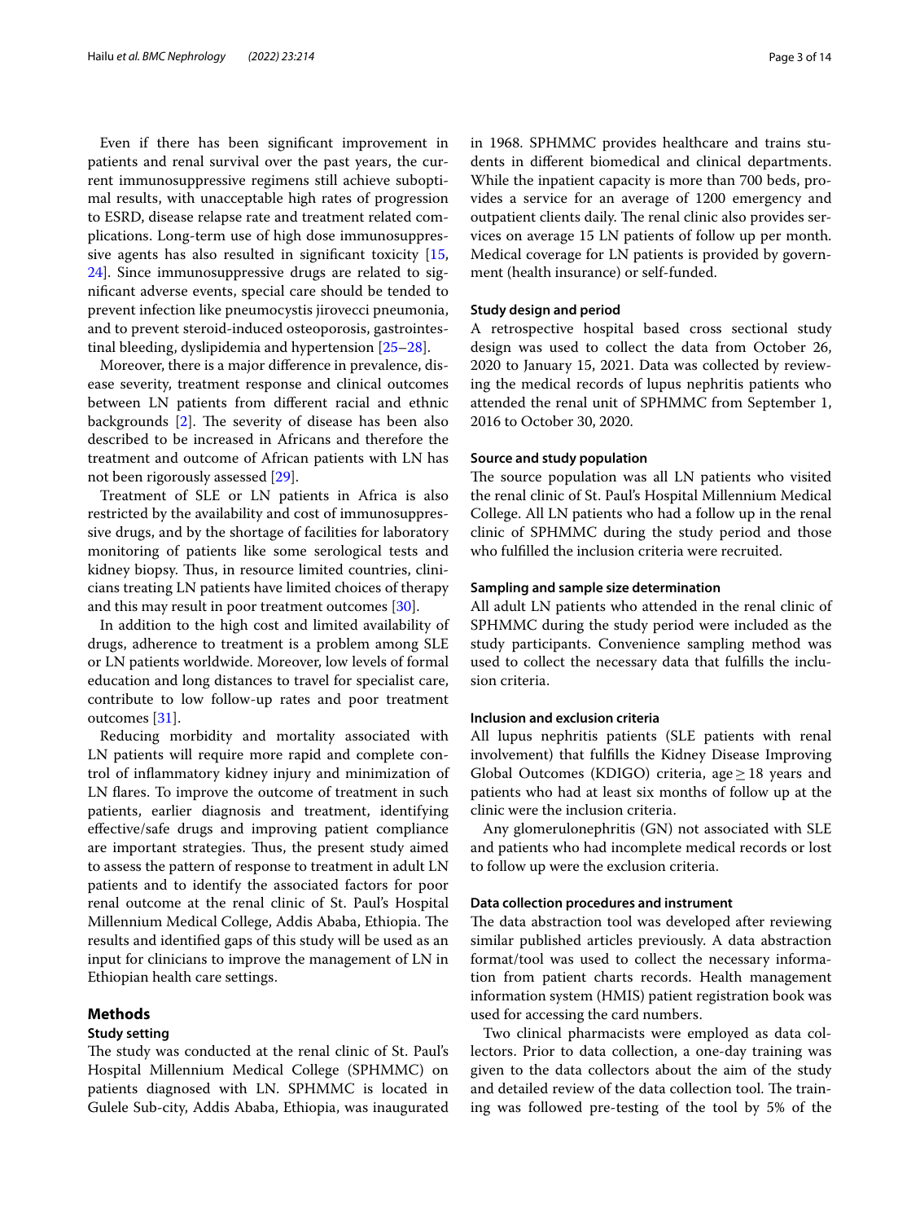Even if there has been significant improvement in patients and renal survival over the past years, the current immunosuppressive regimens still achieve suboptimal results, with unacceptable high rates of progression to ESRD, disease relapse rate and treatment related complications. Long-term use of high dose immunosuppressive agents has also resulted in significant toxicity [15, 24]. Since immunosuppressive drugs are related to significant adverse events, special care should be tended to prevent infection like pneumocystis jirovecci pneumonia, and to prevent steroid-induced osteoporosis, gastrointestinal bleeding, dyslipidemia and hypertension [25–28].

Moreover, there is a major difference in prevalence, disease severity, treatment response and clinical outcomes between LN patients from different racial and ethnic backgrounds [2]. The severity of disease has been also described to be increased in Africans and therefore the treatment and outcome of African patients with LN has not been rigorously assessed [29].

Treatment of SLE or LN patients in Africa is also restricted by the availability and cost of immunosuppressive drugs, and by the shortage of facilities for laboratory monitoring of patients like some serological tests and kidney biopsy. Thus, in resource limited countries, clinicians treating LN patients have limited choices of therapy and this may result in poor treatment outcomes [30].

In addition to the high cost and limited availability of drugs, adherence to treatment is a problem among SLE or LN patients worldwide. Moreover, low levels of formal education and long distances to travel for specialist care, contribute to low follow-up rates and poor treatment outcomes [31].

Reducing morbidity and mortality associated with LN patients will require more rapid and complete control of inflammatory kidney injury and minimization of LN flares. To improve the outcome of treatment in such patients, earlier diagnosis and treatment, identifying effective/safe drugs and improving patient compliance are important strategies. Thus, the present study aimed to assess the pattern of response to treatment in adult LN patients and to identify the associated factors for poor renal outcome at the renal clinic of St. Paul's Hospital Millennium Medical College, Addis Ababa, Ethiopia. The results and identified gaps of this study will be used as an input for clinicians to improve the management of LN in Ethiopian health care settings.

## Methods

### Study setting

The study was conducted at the renal clinic of St. Paul's Hospital Millennium Medical College (SPHMMC) on patients diagnosed with LN. SPHMMC is located in Gulele Sub-city, Addis Ababa, Ethiopia, was inaugurated in 1968. SPHMMC provides healthcare and trains students in different biomedical and clinical departments. While the inpatient capacity is more than 700 beds, provides a service for an average of 1200 emergency and outpatient clients daily. The renal clinic also provides services on average 15 LN patients of follow up per month. Medical coverage for LN patients is provided by government (health insurance) or self-funded.

### Study design and period

A retrospective hospital based cross sectional study design was used to collect the data from October 26, 2020 to January 15, 2021. Data was collected by reviewing the medical records of lupus nephritis patients who attended the renal unit of SPHMMC from September 1, 2016 to October 30, 2020.

### Source and study population

The source population was all LN patients who visited the renal clinic of St. Paul's Hospital Millennium Medical College. All LN patients who had a follow up in the renal clinic of SPHMMC during the study period and those who fulfilled the inclusion criteria were recruited.

### Sampling and sample size determination

All adult LN patients who attended in the renal clinic of SPHMMC during the study period were included as the study participants. Convenience sampling method was used to collect the necessary data that fulfills the inclusion criteria.

### Inclusion and exclusion criteria

All lupus nephritis patients (SLE patients with renal involvement) that fulfills the Kidney Disease Improving Global Outcomes (KDIGO) criteria, age $\geq$ 18 years and patients who had at least six months of follow up at the clinic were the inclusion criteria.

Any glomerulonephritis (GN) not associated with SLE and patients who had incomplete medical records or lost to follow up were the exclusion criteria.

### Data collection procedures and instrument

The data abstraction tool was developed after reviewing similar published articles previously. A data abstraction format/tool was used to collect the necessary information from patient charts records. Health management information system (HMIS) patient registration book was used for accessing the card numbers.

Two clinical pharmacists were employed as data collectors. Prior to data collection, a one-day training was given to the data collectors about the aim of the study and detailed review of the data collection tool. The training was followed pre-testing of the tool by 5% of the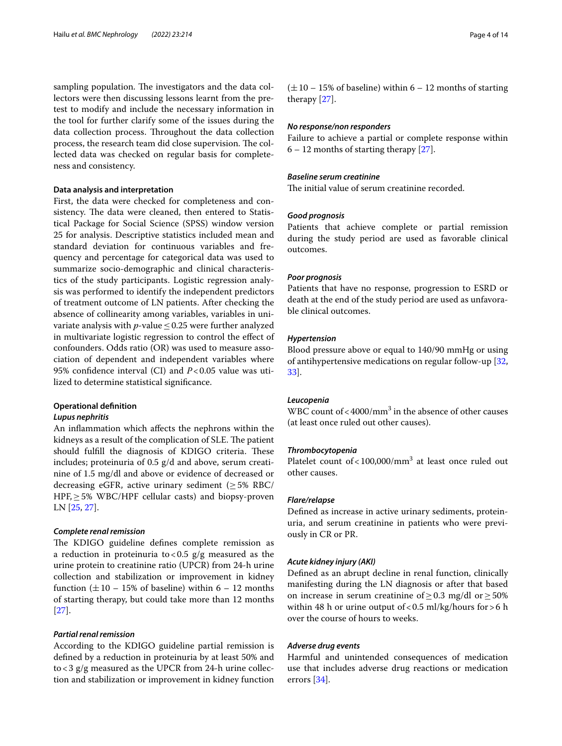sampling population. The investigators and the data collectors were then discussing lessons learnt from the pretest to modify and include the necessary information in the tool for further clarify some of the issues during the data collection process. Throughout the data collection process, the research team did close supervision. The collected data was checked on regular basis for completeness and consistency.

### Data analysis and interpretation

First, the data were checked for completeness and consistency. The data were cleaned, then entered to Statistical Package for Social Science (SPSS) window version 25 for analysis. Descriptive statistics included mean and standard deviation for continuous variables and frequency and percentage for categorical data was used to summarize socio-demographic and clinical characteristics of the study participants. Logistic regression analysis was performed to identify the independent predictors of treatment outcome of LN patients. After checking the absence of collinearity among variables, variables in univariate analysis with $p$-value $\leq 0.25$ were further analyzed in multivariate logistic regression to control the effect of confounders. Odds ratio (OR) was used to measure association of dependent and independent variables where 95% confidence interval (CI) and $P < 0.05$ value was utilized to determine statistical significance.

### Operational definition

#### *Lupus nephritis*

An inflammation which affects the nephrons within the kidneys as a result of the complication of SLE. The patient should fulfill the diagnosis of KDIGO criteria. These includes; proteinuria of 0.5 g/d and above, serum creatinine of 1.5 mg/dl and above or evidence of decreased or decreasing eGFR, active urinary sediment ($\geq$5% RBC/HPF, $\geq$5% WBC/HPF cellular casts) and biopsy-proven LN [25, 27].

#### *Complete renal remission*

The KDIGO guideline defines complete remission as a reduction in proteinuria to < 0.5 g/g measured as the urine protein to creatinine ratio (UPCR) from 24-h urine collection and stabilization or improvement in kidney function ($\pm$10 – 15% of baseline) within 6 – 12 months of starting therapy, but could take more than 12 months [27].

#### *Partial renal remission*

According to the KDIGO guideline partial remission is defined by a reduction in proteinuria by at least 50% and to < 3 g/g measured as the UPCR from 24-h urine collection and stabilization or improvement in kidney function ($\pm$10 – 15% of baseline) within 6 – 12 months of starting therapy [27].

#### *No response/non responders*

Failure to achieve a partial or complete response within 6 – 12 months of starting therapy [27].

#### *Baseline serum creatinine*

The initial value of serum creatinine recorded.

#### *Good prognosis*

Patients that achieve complete or partial remission during the study period are used as favorable clinical outcomes.

#### *Poor prognosis*

Patients that have no response, progression to ESRD or death at the end of the study period are used as unfavorable clinical outcomes.

#### *Hypertension*

Blood pressure above or equal to 140/90 mmHg or using of antihypertensive medications on regular follow-up [32, 33].

#### *Leucopenia*

WBC count of < 4000/mm$^3$ in the absence of other causes (at least once ruled out other causes).

#### *Thrombocytopenia*

Platelet count of < 100,000/mm$^3$ at least once ruled out other causes.

#### *Flare/relapse*

Defined as increase in active urinary sediments, proteinuria, and serum creatinine in patients who were previously in CR or PR.

#### *Acute kidney injury (AKI)*

Defined as an abrupt decline in renal function, clinically manifesting during the LN diagnosis or after that based on increase in serum creatinine of $\geq$0.3 mg/dl or $\geq$50% within 48 h or urine output of < 0.5 ml/kg/hours for > 6 h over the course of hours to weeks.

#### *Adverse drug events*

Harmful and unintended consequences of medication use that includes adverse drug reactions or medication errors [34].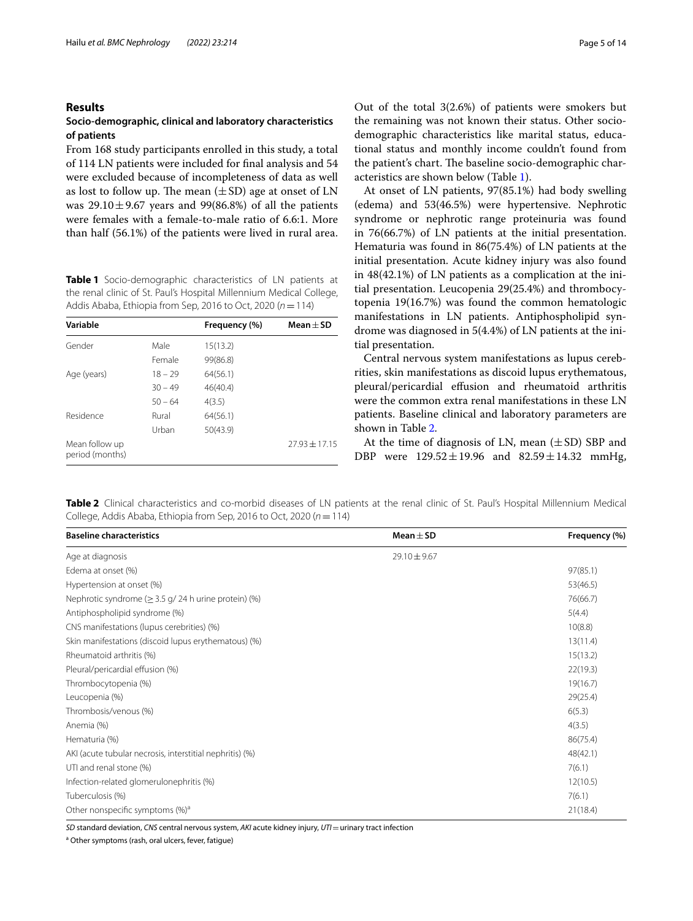## Results

### Socio-demographic, clinical and laboratory characteristics of patients

From 168 study participants enrolled in this study, a total of 114 LN patients were included for final analysis and 54 were excluded because of incompleteness of data as well as lost to follow up. The mean (±SD) age at onset of LN was 29.10±9.67 years and 99(86.8%) of all the patients were females with a female-to-male ratio of 6.6:1. More than half (56.1%) of the patients were lived in rural area. Out of the total 3(2.6%) of patients were smokers but the remaining was not known their status. Other socio-demographic characteristics like marital status, educational status and monthly income couldn't found from the patient's chart. The baseline socio-demographic characteristics are shown below (Table 1).

**Table 1** Socio-demographic characteristics of LN patients at the renal clinic of St. Paul's Hospital Millennium Medical College, Addis Ababa, Ethiopia from Sep, 2016 to Oct, 2020 (n=114)

| Variable | | Frequency (%) | Mean±SD |
|---|---|---|---|
| Gender | Male | 15(13.2) | |
| | Female | 99(86.8) | |
| Age (years) | 18 – 29 | 64(56.1) | |
| | 30 – 49 | 46(40.4) | |
| | 50 – 64 | 4(3.5) | |
| Residence | Rural | 64(56.1) | |
| | Urban | 50(43.9) | |
| Mean follow up period (months) | | | 27.93±17.15 |

At onset of LN patients, 97(85.1%) had body swelling (edema) and 53(46.5%) were hypertensive. Nephrotic syndrome or nephrotic range proteinuria was found in 76(66.7%) of LN patients at the initial presentation. Hematuria was found in 86(75.4%) of LN patients at the initial presentation. Acute kidney injury was also found in 48(42.1%) of LN patients as a complication at the initial presentation. Leucopenia 29(25.4%) and thrombocytopenia 19(16.7%) was found the common hematologic manifestations in LN patients. Antiphospholipid syndrome was diagnosed in 5(4.4%) of LN patients at the initial presentation.

Central nervous system manifestations as lupus cerebrities, skin manifestations as discoid lupus erythematous, pleural/pericardial effusion and rheumatoid arthritis were the common extra renal manifestations in these LN patients. Baseline clinical and laboratory parameters are shown in Table 2.

At the time of diagnosis of LN, mean (±SD) SBP and DBP were 129.52±19.96 and 82.59±14.32 mmHg,

**Table 2** Clinical characteristics and co-morbid diseases of LN patients at the renal clinic of St. Paul's Hospital Millennium Medical College, Addis Ababa, Ethiopia from Sep, 2016 to Oct, 2020 (n=114)

| Baseline characteristics | Mean±SD | Frequency (%) |
|---|---|---|
| Age at diagnosis | 29.10±9.67 | |
| Edema at onset (%) | | 97(85.1) |
| Hypertension at onset (%) | | 53(46.5) |
| Nephrotic syndrome (≥ 3.5 g/ 24 h urine protein) (%) | | 76(66.7) |
| Antiphospholipid syndrome (%) | | 5(4.4) |
| CNS manifestations (lupus cerebrities) (%) | | 10(8.8) |
| Skin manifestations (discoid lupus erythematous) (%) | | 13(11.4) |
| Rheumatoid arthritis (%) | | 15(13.2) |
| Pleural/pericardial effusion (%) | | 22(19.3) |
| Thrombocytopenia (%) | | 19(16.7) |
| Leucopenia (%) | | 29(25.4) |
| Thrombosis/venous (%) | | 6(5.3) |
| Anemia (%) | | 4(3.5) |
| Hematuria (%) | | 86(75.4) |
| AKI (acute tubular necrosis, interstitial nephritis) (%) | | 48(42.1) |
| UTI and renal stone (%) | | 7(6.1) |
| Infection-related glomerulonephritis (%) | | 12(10.5) |
| Tuberculosis (%) | | 7(6.1) |
| Other nonspecific symptoms (%)[a] | | 21(18.4) |

*SD* standard deviation, *CNS* central nervous system, *AKI* acute kidney injury, *UTI*=urinary tract infection

[a] Other symptoms (rash, oral ulcers, fever, fatigue)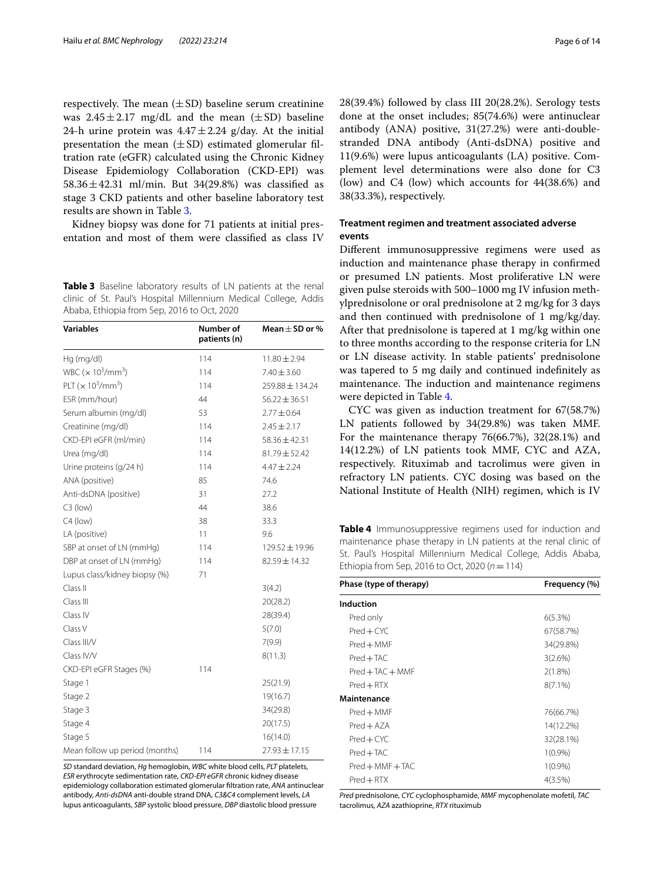respectively. The mean (±SD) baseline serum creatinine was 2.45 ± 2.17 mg/dL and the mean (±SD) baseline 24-h urine protein was 4.47 ± 2.24 g/day. At the initial presentation the mean (±SD) estimated glomerular filtration rate (eGFR) calculated using the Chronic Kidney Disease Epidemiology Collaboration (CKD-EPI) was 58.36 ± 42.31 ml/min. But 34(29.8%) was classified as stage 3 CKD patients and other baseline laboratory test results are shown in Table 3.

Kidney biopsy was done for 71 patients at initial presentation and most of them were classified as class IV 28(39.4%) followed by class III 20(28.2%). Serology tests done at the onset includes; 85(74.6%) were antinuclear antibody (ANA) positive, 31(27.2%) were anti-double-stranded DNA antibody (Anti-dsDNA) positive and 11(9.6%) were lupus anticoagulants (LA) positive. Complement level determinations were also done for C3 (low) and C4 (low) which accounts for 44(38.6%) and 38(33.3%), respectively.

**Table 3** Baseline laboratory results of LN patients at the renal clinic of St. Paul's Hospital Millennium Medical College, Addis Ababa, Ethiopia from Sep, 2016 to Oct, 2020

| Variables | Number of patients (n) | Mean ± SD or % |
|---|---|---|
| Hg (mg/dl) | 114 | 11.80 ± 2.94 |
| WBC ($\times 10^3$/mm$^3$) | 114 | 7.40 ± 3.60 |
| PLT ($\times 10^3$/mm$^3$) | 114 | 259.88 ± 134.24 |
| ESR (mm/hour) | 44 | 56.22 ± 36.51 |
| Serum albumin (mg/dl) | 53 | 2.77 ± 0.64 |
| Creatinine (mg/dl) | 114 | 2.45 ± 2.17 |
| CKD-EPI eGFR (ml/min) | 114 | 58.36 ± 42.31 |
| Urea (mg/dl) | 114 | 81.79 ± 52.42 |
| Urine proteins (g/24 h) | 114 | 4.47 ± 2.24 |
| ANA (positive) | 85 | 74.6 |
| Anti-dsDNA (positive) | 31 | 27.2 |
| C3 (low) | 44 | 38.6 |
| C4 (low) | 38 | 33.3 |
| LA (positive) | 11 | 9.6 |
| SBP at onset of LN (mmHg) | 114 | 129.52 ± 19.96 |
| DBP at onset of LN (mmHg) | 114 | 82.59 ± 14.32 |
| Lupus class/kidney biopsy (%) | 71 | |
| Class II | | 3(4.2) |
| Class III | | 20(28.2) |
| Class IV | | 28(39.4) |
| Class V | | 5(7.0) |
| Class III/V | | 7(9.9) |
| Class IV/V | | 8(11.3) |
| CKD-EPI eGFR Stages (%) | 114 | |
| Stage 1 | | 25(21.9) |
| Stage 2 | | 19(16.7) |
| Stage 3 | | 34(29.8) |
| Stage 4 | | 20(17.5) |
| Stage 5 | | 16(14.0) |
| Mean follow up period (months) | 114 | 27.93 ± 17.15 |

*SD* standard deviation, *Hg* hemoglobin, *WBC* white blood cells, *PLT* platelets, *ESR* erythrocyte sedimentation rate, *CKD-EPI eGFR* chronic kidney disease epidemiology collaboration estimated glomerular filtration rate, *ANA* antinuclear antibody, *Anti-dsDNA* anti-double strand DNA, *C3&C4* complement levels, *LA* lupus anticoagulants, *SBP* systolic blood pressure, *DBP* diastolic blood pressure

## Treatment regimen and treatment associated adverse events

Different immunosuppressive regimens were used as induction and maintenance phase therapy in confirmed or presumed LN patients. Most proliferative LN were given pulse steroids with 500–1000 mg IV infusion methylprednisolone or oral prednisolone at 2 mg/kg for 3 days and then continued with prednisolone of 1 mg/kg/day. After that prednisolone is tapered at 1 mg/kg within one to three months according to the response criteria for LN or LN disease activity. In stable patients' prednisolone was tapered to 5 mg daily and continued indefinitely as maintenance. The induction and maintenance regimens were depicted in Table 4.

CYC was given as induction treatment for 67(58.7%) LN patients followed by 34(29.8%) was taken MMF. For the maintenance therapy 76(66.7%), 32(28.1%) and 14(12.2%) of LN patients took MMF, CYC and AZA, respectively. Rituximab and tacrolimus were given in refractory LN patients. CYC dosing was based on the National Institute of Health (NIH) regimen, which is IV

**Table 4** Immunosuppressive regimens used for induction and maintenance phase therapy in LN patients at the renal clinic of St. Paul's Hospital Millennium Medical College, Addis Ababa, Ethiopia from Sep, 2016 to Oct, 2020 ($n = 114$)

| Phase (type of therapy) | Frequency (%) |
|---|---|
| **Induction** | |
| Pred only | 6(5.3%) |
| Pred + CYC | 67(58.7%) |
| Pred + MMF | 34(29.8%) |
| Pred + TAC | 3(2.6%) |
| Pred + TAC + MMF | 2(1.8%) |
| Pred + RTX | 8(7.1%) |
| **Maintenance** | |
| Pred + MMF | 76(66.7%) |
| Pred + AZA | 14(12.2%) |
| Pred + CYC | 32(28.1%) |
| Pred + TAC | 1(0.9%) |
| Pred + MMF + TAC | 1(0.9%) |
| Pred + RTX | 4(3.5%) |

*Pred* prednisolone, *CYC* cyclophosphamide, *MMF* mycophenolate mofetil, *TAC* tacrolimus, *AZA* azathioprine, *RTX* rituximub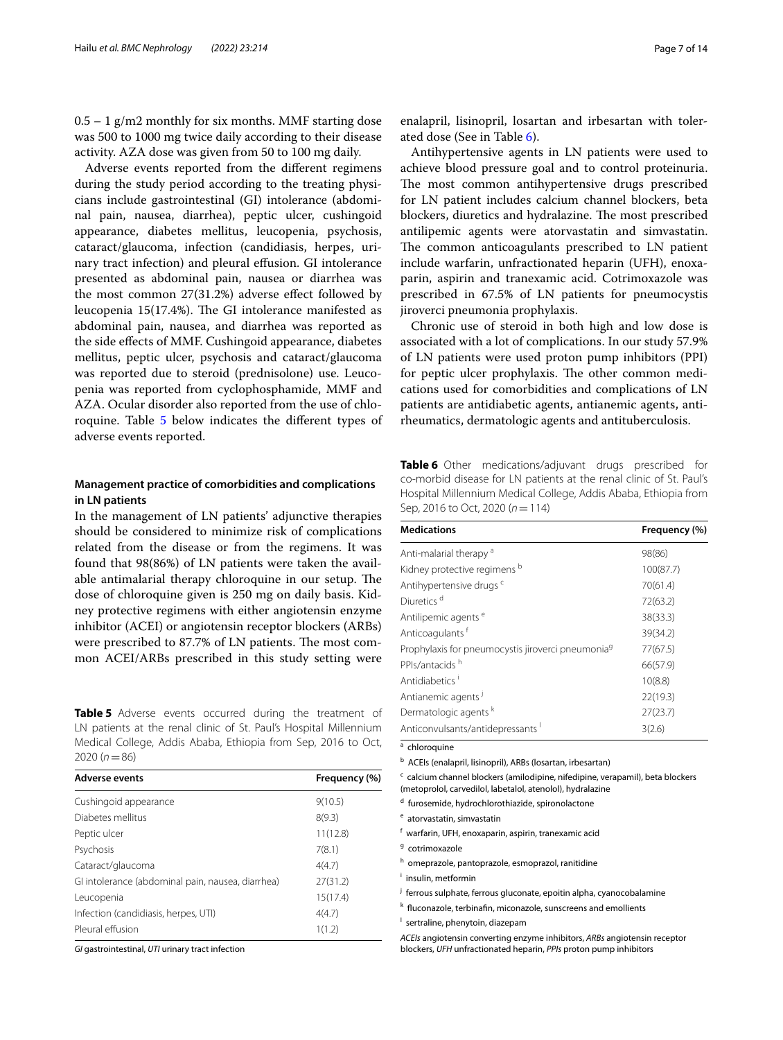0.5 – 1 g/m2 monthly for six months. MMF starting dose was 500 to 1000 mg twice daily according to their disease activity. AZA dose was given from 50 to 100 mg daily.

Adverse events reported from the different regimens during the study period according to the treating physicians include gastrointestinal (GI) intolerance (abdominal pain, nausea, diarrhea), peptic ulcer, cushingoid appearance, diabetes mellitus, leucopenia, psychosis, cataract/glaucoma, infection (candidiasis, herpes, urinary tract infection) and pleural effusion. GI intolerance presented as abdominal pain, nausea or diarrhea was the most common 27(31.2%) adverse effect followed by leucopenia 15(17.4%). The GI intolerance manifested as abdominal pain, nausea, and diarrhea was reported as the side effects of MMF. Cushingoid appearance, diabetes mellitus, peptic ulcer, psychosis and cataract/glaucoma was reported due to steroid (prednisolone) use. Leucopenia was reported from cyclophosphamide, MMF and AZA. Ocular disorder also reported from the use of chloroquine. Table 5 below indicates the different types of adverse events reported.

**Table 5** Adverse events occurred during the treatment of LN patients at the renal clinic of St. Paul's Hospital Millennium Medical College, Addis Ababa, Ethiopia from Sep, 2016 to Oct, 2020 (*n* = 86)

| Adverse events | Frequency (%) |
|---|---|
| Cushingoid appearance | 9(10.5) |
| Diabetes mellitus | 8(9.3) |
| Peptic ulcer | 11(12.8) |
| Psychosis | 7(8.1) |
| Cataract/glaucoma | 4(4.7) |
| GI intolerance (abdominal pain, nausea, diarrhea) | 27(31.2) |
| Leucopenia | 15(17.4) |
| Infection (candidiasis, herpes, UTI) | 4(4.7) |
| Pleural effusion | 1(1.2) |

*GI* gastrointestinal, *UTI* urinary tract infection

## Management practice of comorbidities and complications in LN patients

In the management of LN patients' adjunctive therapies should be considered to minimize risk of complications related from the disease or from the regimens. It was found that 98(86%) of LN patients were taken the available antimalarial therapy chloroquine in our setup. The dose of chloroquine given is 250 mg on daily basis. Kidney protective regimens with either angiotensin enzyme inhibitor (ACEI) or angiotensin receptor blockers (ARBs) were prescribed to 87.7% of LN patients. The most common ACEI/ARBs prescribed in this study setting were enalapril, lisinopril, losartan and irbesartan with tolerated dose (See in Table 6).

Antihypertensive agents in LN patients were used to achieve blood pressure goal and to control proteinuria. The most common antihypertensive drugs prescribed for LN patient includes calcium channel blockers, beta blockers, diuretics and hydralazine. The most prescribed antilipemic agents were atorvastatin and simvastatin. The common anticoagulants prescribed to LN patient include warfarin, unfractionated heparin (UFH), enoxaparin, aspirin and tranexamic acid. Cotrimoxazole was prescribed in 67.5% of LN patients for pneumocystis jiroverci pneumonia prophylaxis.

Chronic use of steroid in both high and low dose is associated with a lot of complications. In our study 57.9% of LN patients were used proton pump inhibitors (PPI) for peptic ulcer prophylaxis. The other common medications used for comorbidities and complications of LN patients are antidiabetic agents, antianemic agents, antirheumatics, dermatologic agents and antituberculosis.

**Table 6** Other medications/adjuvant drugs prescribed for co-morbid disease for LN patients at the renal clinic of St. Paul's Hospital Millennium Medical College, Addis Ababa, Ethiopia from Sep, 2016 to Oct, 2020 (*n* = 114)

| Medications | Frequency (%) |
|---|---|
| Anti-malarial therapy [a] | 98(86) |
| Kidney protective regimens [b] | 100(87.7) |
| Antihypertensive drugs [c] | 70(61.4) |
| Diuretics [d] | 72(63.2) |
| Antilipemic agents [e] | 38(33.3) |
| Anticoagulants [f] | 39(34.2) |
| Prophylaxis for pneumocystis jiroverci pneumonia[g] | 77(67.5) |
| PPIs/antacids [h] | 66(57.9) |
| Antidiabetics [i] | 10(8.8) |
| Antianemic agents [j] | 22(19.3) |
| Dermatologic agents [k] | 27(23.7) |
| Anticonvulsants/antidepressants [l] | 3(2.6) |

[a] chloroquine

[b] ACEIs (enalapril, lisinopril), ARBs (losartan, irbesartan)

[c] calcium channel blockers (amilodipine, nifedipine, verapamil), beta blockers (metoprolol, carvedilol, labetalol, atenolol), hydralazine

[d] furosemide, hydrochlorothiazide, spironolactone

[e] atorvastatin, simvastatin

[f] warfarin, UFH, enoxaparin, aspirin, tranexamic acid

[g] cotrimoxazole

[h] omeprazole, pantoprazole, esmoprazol, ranitidine

[i] insulin, metformin

[j] ferrous sulphate, ferrous gluconate, epoitin alpha, cyanocobalamine

[k] fluconazole, terbinafin, miconazole, sunscreens and emollients

[l] sertraline, phenytoin, diazepam

*ACEIs* angiotensin converting enzyme inhibitors, *ARBs* angiotensin receptor blockers, *UFH* unfractionated heparin, *PPIs* proton pump inhibitors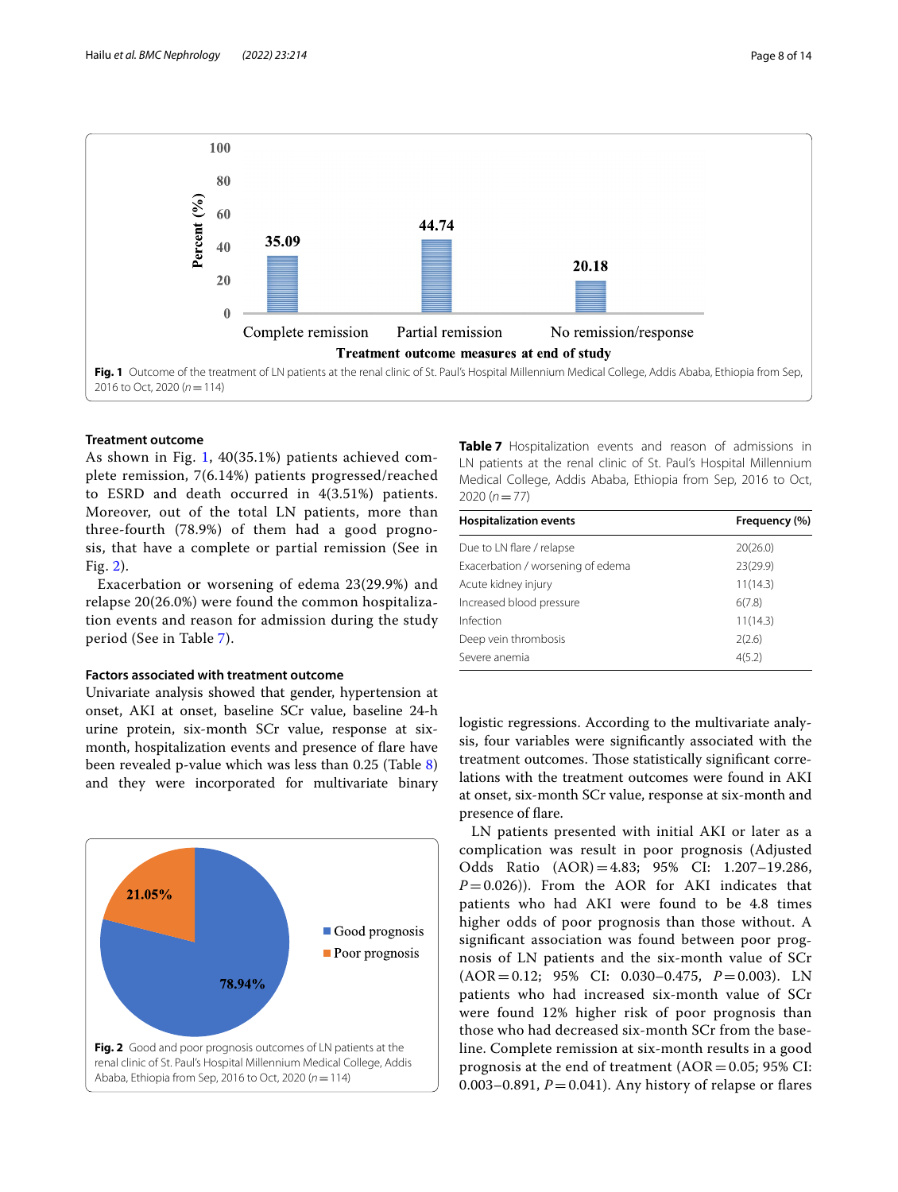Fig. 1 Outcome of the treatment of LN patients at the renal clinic of St. Paul's Hospital Millennium Medical College, Addis Ababa, Ethiopia from Sep, 2016 to Oct, 2020 ($n = 114$)

### Treatment outcome

As shown in Fig. 1, 40(35.1%) patients achieved complete remission, 7(6.14%) patients progressed/reached to ESRD and death occurred in 4(3.51%) patients. Moreover, out of the total LN patients, more than three-fourth (78.9%) of them had a good prognosis, that have a complete or partial remission (See in Fig. 2).

Exacerbation or worsening of edema 23(29.9%) and relapse 20(26.0%) were found the common hospitalization events and reason for admission during the study period (See in Table 7).

### Factors associated with treatment outcome

Univariate analysis showed that gender, hypertension at onset, AKI at onset, baseline SCr value, baseline 24-h urine protein, six-month SCr value, response at six-month, hospitalization events and presence of flare have been revealed p-value which was less than 0.25 (Table 8) and they were incorporated for multivariate binary logistic regressions. According to the multivariate analysis, four variables were significantly associated with the treatment outcomes. Those statistically significant correlations with the treatment outcomes were found in AKI at onset, six-month SCr value, response at six-month and presence of flare.

Fig. 2 Good and poor prognosis outcomes of LN patients at the renal clinic of St. Paul's Hospital Millennium Medical College, Addis Ababa, Ethiopia from Sep, 2016 to Oct, 2020 ($n = 114$)

**Table 7** Hospitalization events and reason of admissions in LN patients at the renal clinic of St. Paul's Hospital Millennium Medical College, Addis Ababa, Ethiopia from Sep, 2016 to Oct, 2020 ($n = 77$)

| Hospitalization events | Frequency (%) |
|---|---|
| Due to LN flare / relapse | 20(26.0) |
| Exacerbation / worsening of edema | 23(29.9) |
| Acute kidney injury | 11(14.3) |
| Increased blood pressure | 6(7.8) |
| Infection | 11(14.3) |
| Deep vein thrombosis | 2(2.6) |
| Severe anemia | 4(5.2) |

LN patients presented with initial AKI or later as a complication was result in poor prognosis (Adjusted Odds Ratio (AOR) = 4.83; 95% CI: 1.207–19.286, $P = 0.026$)). From the AOR for AKI indicates that patients who had AKI were found to be 4.8 times higher odds of poor prognosis than those without. A significant association was found between poor prognosis of LN patients and the six-month value of SCr (AOR = 0.12; 95% CI: 0.030–0.475, $P = 0.003$). LN patients who had increased six-month value of SCr were found 12% higher risk of poor prognosis than those who had decreased six-month SCr from the baseline. Complete remission at six-month results in a good prognosis at the end of treatment (AOR = 0.05; 95% CI: 0.003–0.891, $P = 0.041$). Any history of relapse or flares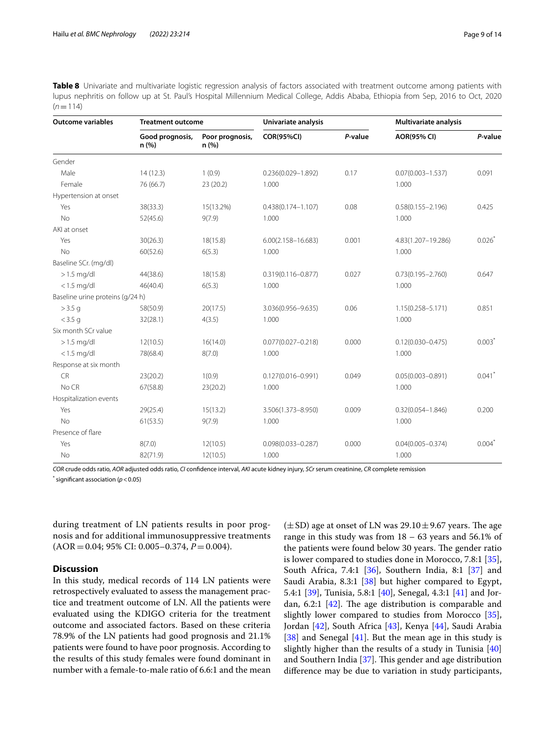**Table 8** Univariate and multivariate logistic regression analysis of factors associated with treatment outcome among patients with lupus nephritis on follow up at St. Paul's Hospital Millennium Medical College, Addis Ababa, Ethiopia from Sep, 2016 to Oct, 2020 ($n = 114$)

| Outcome variables | Treatment outcome | | Univariate analysis | | Multivariate analysis | |
|---|---|---|---|---|---|---|
| | Good prognosis, n (%) | Poor prognosis, n (%) | COR(95%CI) | *P*-value | AOR(95% CI) | *P*-value |
| Gender | | | | | | |
| Male | 14 (12.3) | 1 (0.9) | 0.236(0.029–1.892) | 0.17 | 0.07(0.003–1.537) | 0.091 |
| Female | 76 (66.7) | 23 (20.2) | 1.000 | | 1.000 | |
| Hypertension at onset | | | | | | |
| Yes | 38(33.3) | 15(13.2%) | 0.438(0.174–1.107) | 0.08 | 0.58(0.155–2.196) | 0.425 |
| No | 52(45.6) | 9(7.9) | 1.000 | | 1.000 | |
| AKI at onset | | | | | | |
| Yes | 30(26.3) | 18(15.8) | 6.00(2.158–16.683) | 0.001 | 4.83(1.207–19.286) | 0.026* |
| No | 60(52.6) | 6(5.3) | 1.000 | | 1.000 | |
| Baseline SCr. (mg/dl) | | | | | | |
| > 1.5 mg/dl | 44(38.6) | 18(15.8) | 0.319(0.116–0.877) | 0.027 | 0.73(0.195–2.760) | 0.647 |
| < 1.5 mg/dl | 46(40.4) | 6(5.3) | 1.000 | | 1.000 | |
| Baseline urine proteins (g/24 h) | | | | | | |
| > 3.5 g | 58(50.9) | 20(17.5) | 3.036(0.956–9.635) | 0.06 | 1.15(0.258–5.171) | 0.851 |
| < 3.5 g | 32(28.1) | 4(3.5) | 1.000 | | 1.000 | |
| Six month SCr value | | | | | | |
| > 1.5 mg/dl | 12(10.5) | 16(14.0) | 0.077(0.027–0.218) | 0.000 | 0.12(0.030–0.475) | 0.003* |
| < 1.5 mg/dl | 78(68.4) | 8(7.0) | 1.000 | | 1.000 | |
| Response at six month | | | | | | |
| CR | 23(20.2) | 1(0.9) | 0.127(0.016–0.991) | 0.049 | 0.05(0.003–0.891) | 0.041* |
| No CR | 67(58.8) | 23(20.2) | 1.000 | | 1.000 | |
| Hospitalization events | | | | | | |
| Yes | 29(25.4) | 15(13.2) | 3.506(1.373–8.950) | 0.009 | 0.32(0.054–1.846) | 0.200 |
| No | 61(53.5) | 9(7.9) | 1.000 | | 1.000 | |
| Presence of flare | | | | | | |
| Yes | 8(7.0) | 12(10.5) | 0.098(0.033–0.287) | 0.000 | 0.04(0.005–0.374) | 0.004* |
| No | 82(71.9) | 12(10.5) | 1.000 | | 1.000 | |

*COR* crude odds ratio, *AOR* adjusted odds ratio, *CI* confidence interval, *AKI* acute kidney injury, *SCr* serum creatinine, *CR* complete remission

\* significant association ($p < 0.05$)

during treatment of LN patients results in poor prognosis and for additional immunosuppressive treatments (AOR = 0.04; 95% CI: 0.005–0.374, $P = 0.004$).

## Discussion

In this study, medical records of 114 LN patients were retrospectively evaluated to assess the management practice and treatment outcome of LN. All the patients were evaluated using the KDIGO criteria for the treatment outcome and associated factors. Based on these criteria 78.9% of the LN patients had good prognosis and 21.1% patients were found to have poor prognosis. According to the results of this study females were found dominant in number with a female-to-male ratio of 6.6:1 and the mean ($\pm$SD) age at onset of LN was $29.10 \pm 9.67$ years. The age range in this study was from 18 – 63 years and 56.1% of the patients were found below 30 years. The gender ratio is lower compared to studies done in Morocco, 7.8:1 [35], South Africa, 7.4:1 [36], Southern India, 8:1 [37] and Saudi Arabia, 8.3:1 [38] but higher compared to Egypt, 5.4:1 [39], Tunisia, 5.8:1 [40], Senegal, 4.3:1 [41] and Jordan, 6.2:1 [42]. The age distribution is comparable and slightly lower compared to studies from Morocco [35], Jordan [42], South Africa [43], Kenya [44], Saudi Arabia [38] and Senegal [41]. But the mean age in this study is slightly higher than the results of a study in Tunisia [40] and Southern India [37]. This gender and age distribution difference may be due to variation in study participants,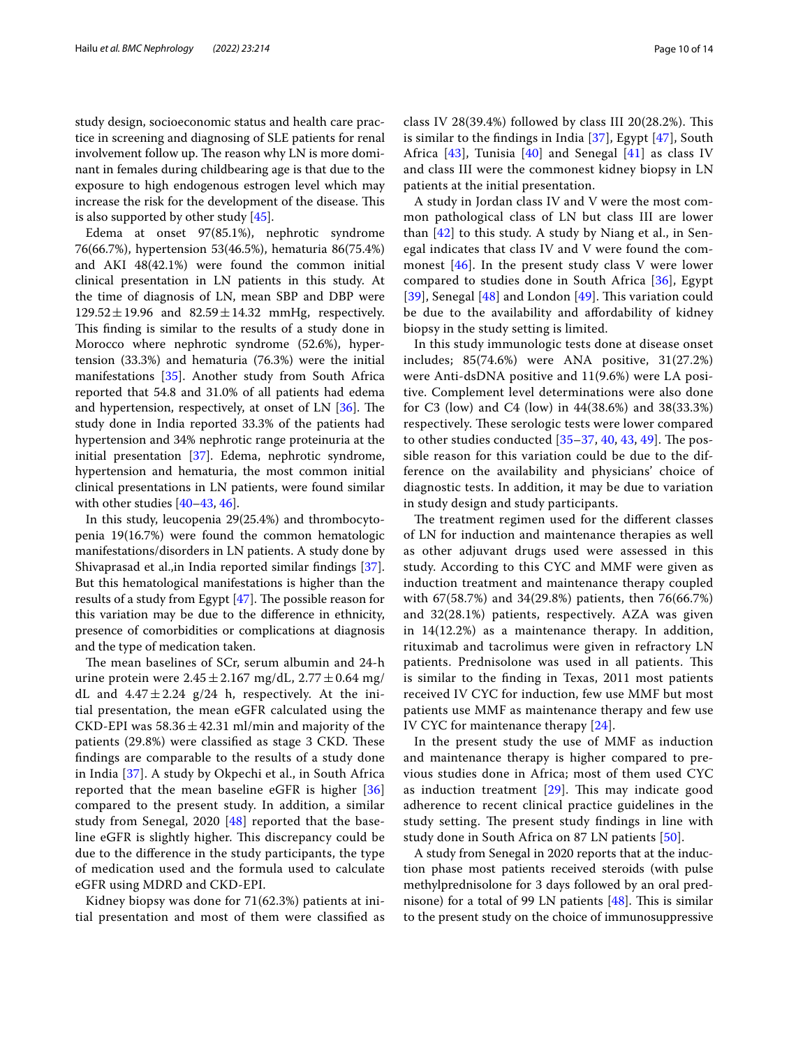study design, socioeconomic status and health care practice in screening and diagnosing of SLE patients for renal involvement follow up. The reason why LN is more dominant in females during childbearing age is that due to the exposure to high endogenous estrogen level which may increase the risk for the development of the disease. This is also supported by other study [45].

Edema at onset 97(85.1%), nephrotic syndrome 76(66.7%), hypertension 53(46.5%), hematuria 86(75.4%) and AKI 48(42.1%) were found the common initial clinical presentation in LN patients in this study. At the time of diagnosis of LN, mean SBP and DBP were $129.52 \pm 19.96$ and $82.59 \pm 14.32$ mmHg, respectively. This finding is similar to the results of a study done in Morocco where nephrotic syndrome (52.6%), hypertension (33.3%) and hematuria (76.3%) were the initial manifestations [35]. Another study from South Africa reported that 54.8 and 31.0% of all patients had edema and hypertension, respectively, at onset of LN [36]. The study done in India reported 33.3% of the patients had hypertension and 34% nephrotic range proteinuria at the initial presentation [37]. Edema, nephrotic syndrome, hypertension and hematuria, the most common initial clinical presentations in LN patients, were found similar with other studies [40–43, 46].

In this study, leucopenia 29(25.4%) and thrombocytopenia 19(16.7%) were found the common hematologic manifestations/disorders in LN patients. A study done by Shivaprasad et al.,in India reported similar findings [37]. But this hematological manifestations is higher than the results of a study from Egypt [47]. The possible reason for this variation may be due to the difference in ethnicity, presence of comorbidities or complications at diagnosis and the type of medication taken.

The mean baselines of SCr, serum albumin and 24-h urine protein were $2.45 \pm 2.167$ mg/dL, $2.77 \pm 0.64$ mg/dL and $4.47 \pm 2.24$ g/24 h, respectively. At the initial presentation, the mean eGFR calculated using the CKD-EPI was $58.36 \pm 42.31$ ml/min and majority of the patients (29.8%) were classified as stage 3 CKD. These findings are comparable to the results of a study done in India [37]. A study by Okpechi et al., in South Africa reported that the mean baseline eGFR is higher [36] compared to the present study. In addition, a similar study from Senegal, 2020 [48] reported that the baseline eGFR is slightly higher. This discrepancy could be due to the difference in the study participants, the type of medication used and the formula used to calculate eGFR using MDRD and CKD-EPI.

Kidney biopsy was done for 71(62.3%) patients at initial presentation and most of them were classified as class IV 28(39.4%) followed by class III 20(28.2%). This is similar to the findings in India [37], Egypt [47], South Africa [43], Tunisia [40] and Senegal [41] as class IV and class III were the commonest kidney biopsy in LN patients at the initial presentation.

A study in Jordan class IV and V were the most common pathological class of LN but class III are lower than [42] to this study. A study by Niang et al., in Senegal indicates that class IV and V were found the commonest [46]. In the present study class V were lower compared to studies done in South Africa [36], Egypt [39], Senegal [48] and London [49]. This variation could be due to the availability and affordability of kidney biopsy in the study setting is limited.

In this study immunologic tests done at disease onset includes; 85(74.6%) were ANA positive, 31(27.2%) were Anti-dsDNA positive and 11(9.6%) were LA positive. Complement level determinations were also done for C3 (low) and C4 (low) in 44(38.6%) and 38(33.3%) respectively. These serologic tests were lower compared to other studies conducted [35–37, 40, 43, 49]. The possible reason for this variation could be due to the difference on the availability and physicians' choice of diagnostic tests. In addition, it may be due to variation in study design and study participants.

The treatment regimen used for the different classes of LN for induction and maintenance therapies as well as other adjuvant drugs used were assessed in this study. According to this CYC and MMF were given as induction treatment and maintenance therapy coupled with 67(58.7%) and 34(29.8%) patients, then 76(66.7%) and 32(28.1%) patients, respectively. AZA was given in 14(12.2%) as a maintenance therapy. In addition, rituximab and tacrolimus were given in refractory LN patients. Prednisolone was used in all patients. This is similar to the finding in Texas, 2011 most patients received IV CYC for induction, few use MMF but most patients use MMF as maintenance therapy and few use IV CYC for maintenance therapy [24].

In the present study the use of MMF as induction and maintenance therapy is higher compared to previous studies done in Africa; most of them used CYC as induction treatment [29]. This may indicate good adherence to recent clinical practice guidelines in the study setting. The present study findings in line with study done in South Africa on 87 LN patients [50].

A study from Senegal in 2020 reports that at the induction phase most patients received steroids (with pulse methylprednisolone for 3 days followed by an oral prednisone) for a total of 99 LN patients [48]. This is similar to the present study on the choice of immunosuppressive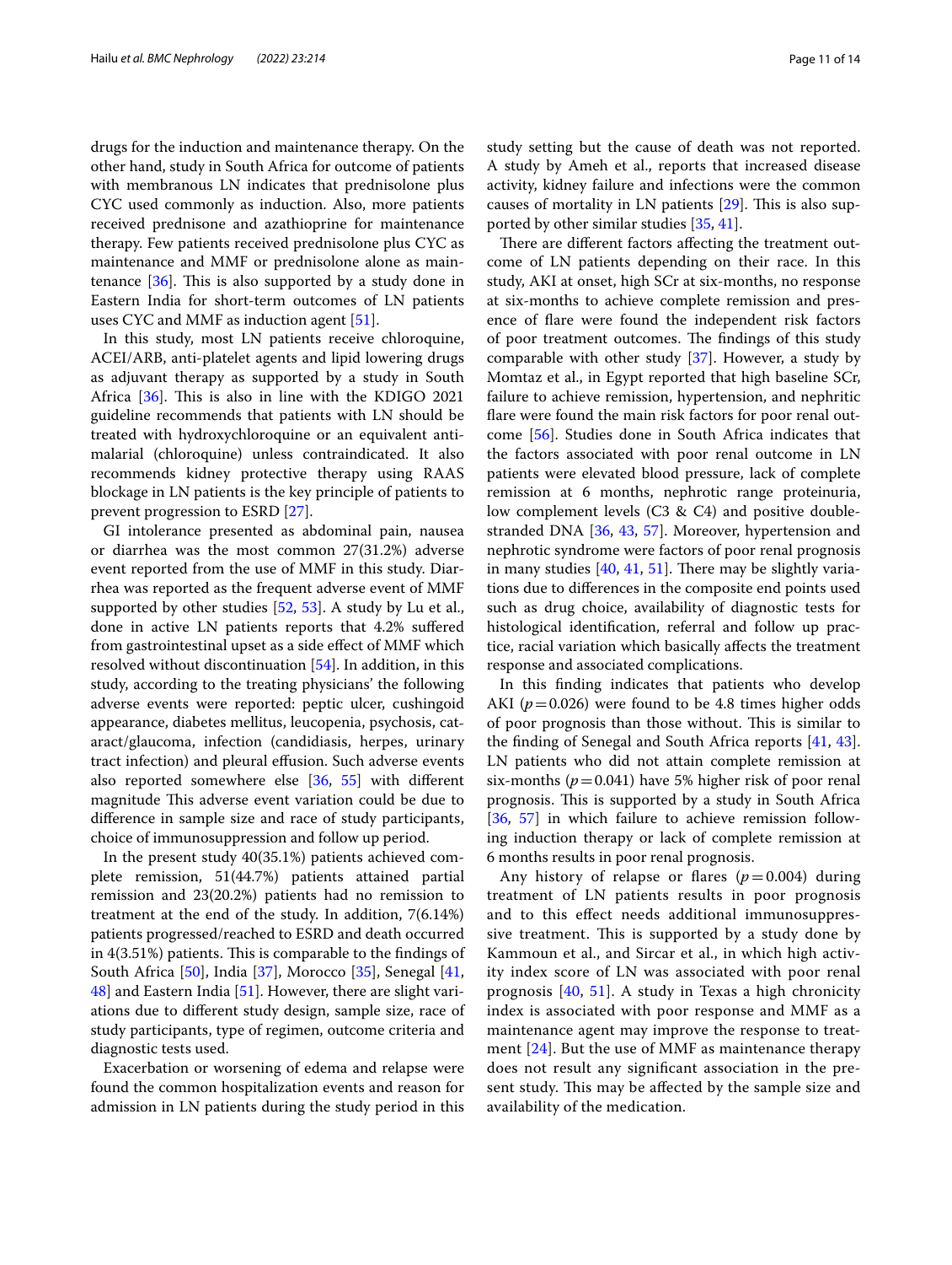drugs for the induction and maintenance therapy. On the other hand, study in South Africa for outcome of patients with membranous LN indicates that prednisolone plus CYC used commonly as induction. Also, more patients received prednisone and azathioprine for maintenance therapy. Few patients received prednisolone plus CYC as maintenance and MMF or prednisolone alone as maintenance [36]. This is also supported by a study done in Eastern India for short-term outcomes of LN patients uses CYC and MMF as induction agent [51].

In this study, most LN patients receive chloroquine, ACEI/ARB, anti-platelet agents and lipid lowering drugs as adjuvant therapy as supported by a study in South Africa [36]. This is also in line with the KDIGO 2021 guideline recommends that patients with LN should be treated with hydroxychloroquine or an equivalent antimalarial (chloroquine) unless contraindicated. It also recommends kidney protective therapy using RAAS blockage in LN patients is the key principle of patients to prevent progression to ESRD [27].

GI intolerance presented as abdominal pain, nausea or diarrhea was the most common 27(31.2%) adverse event reported from the use of MMF in this study. Diarrhea was reported as the frequent adverse event of MMF supported by other studies [52, 53]. A study by Lu et al., done in active LN patients reports that 4.2% suffered from gastrointestinal upset as a side effect of MMF which resolved without discontinuation [54]. In addition, in this study, according to the treating physicians' the following adverse events were reported: peptic ulcer, cushingoid appearance, diabetes mellitus, leucopenia, psychosis, cataract/glaucoma, infection (candidiasis, herpes, urinary tract infection) and pleural effusion. Such adverse events also reported somewhere else [36, 55] with different magnitude This adverse event variation could be due to difference in sample size and race of study participants, choice of immunosuppression and follow up period.

In the present study 40(35.1%) patients achieved complete remission, 51(44.7%) patients attained partial remission and 23(20.2%) patients had no remission to treatment at the end of the study. In addition, 7(6.14%) patients progressed/reached to ESRD and death occurred in 4(3.51%) patients. This is comparable to the findings of South Africa [50], India [37], Morocco [35], Senegal [41, 48] and Eastern India [51]. However, there are slight variations due to different study design, sample size, race of study participants, type of regimen, outcome criteria and diagnostic tests used.

Exacerbation or worsening of edema and relapse were found the common hospitalization events and reason for admission in LN patients during the study period in this study setting but the cause of death was not reported. A study by Ameh et al., reports that increased disease activity, kidney failure and infections were the common causes of mortality in LN patients [29]. This is also supported by other similar studies [35, 41].

There are different factors affecting the treatment outcome of LN patients depending on their race. In this study, AKI at onset, high SCr at six-months, no response at six-months to achieve complete remission and presence of flare were found the independent risk factors of poor treatment outcomes. The findings of this study comparable with other study [37]. However, a study by Momtaz et al., in Egypt reported that high baseline SCr, failure to achieve remission, hypertension, and nephritic flare were found the main risk factors for poor renal outcome [56]. Studies done in South Africa indicates that the factors associated with poor renal outcome in LN patients were elevated blood pressure, lack of complete remission at 6 months, nephrotic range proteinuria, low complement levels (C3 & C4) and positive double-stranded DNA [36, 43, 57]. Moreover, hypertension and nephrotic syndrome were factors of poor renal prognosis in many studies [40, 41, 51]. There may be slightly variations due to differences in the composite end points used such as drug choice, availability of diagnostic tests for histological identification, referral and follow up practice, racial variation which basically affects the treatment response and associated complications.

In this finding indicates that patients who develop AKI ($p = 0.026$) were found to be 4.8 times higher odds of poor prognosis than those without. This is similar to the finding of Senegal and South Africa reports [41, 43]. LN patients who did not attain complete remission at six-months ($p = 0.041$) have 5% higher risk of poor renal prognosis. This is supported by a study in South Africa [36, 57] in which failure to achieve remission following induction therapy or lack of complete remission at 6 months results in poor renal prognosis.

Any history of relapse or flares ($p = 0.004$) during treatment of LN patients results in poor prognosis and to this effect needs additional immunosuppressive treatment. This is supported by a study done by Kammoun et al., and Sircar et al., in which high activity index score of LN was associated with poor renal prognosis [40, 51]. A study in Texas a high chronicity index is associated with poor response and MMF as a maintenance agent may improve the response to treatment [24]. But the use of MMF as maintenance therapy does not result any significant association in the present study. This may be affected by the sample size and availability of the medication.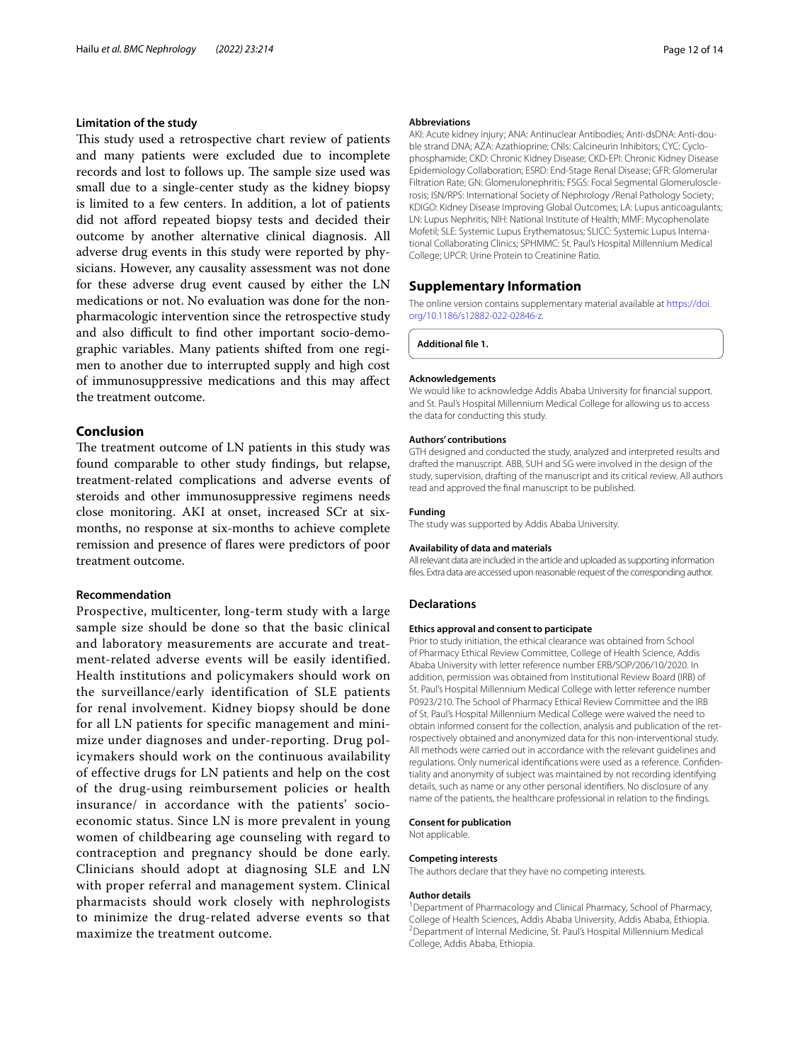### Limitation of the study

This study used a retrospective chart review of patients and many patients were excluded due to incomplete records and lost to follows up. The sample size used was small due to a single-center study as the kidney biopsy is limited to a few centers. In addition, a lot of patients did not afford repeated biopsy tests and decided their outcome by another alternative clinical diagnosis. All adverse drug events in this study were reported by physicians. However, any causality assessment was not done for these adverse drug event caused by either the LN medications or not. No evaluation was done for the non-pharmacologic intervention since the retrospective study and also difficult to find other important socio-demographic variables. Many patients shifted from one regimen to another due to interrupted supply and high cost of immunosuppressive medications and this may affect the treatment outcome.

## Conclusion

The treatment outcome of LN patients in this study was found comparable to other study findings, but relapse, treatment-related complications and adverse events of steroids and other immunosuppressive regimens needs close monitoring. AKI at onset, increased SCr at six-months, no response at six-months to achieve complete remission and presence of flares were predictors of poor treatment outcome.

### Recommendation

Prospective, multicenter, long-term study with a large sample size should be done so that the basic clinical and laboratory measurements are accurate and treatment-related adverse events will be easily identified. Health institutions and policymakers should work on the surveillance/early identification of SLE patients for renal involvement. Kidney biopsy should be done for all LN patients for specific management and minimize under diagnoses and under-reporting. Drug policymakers should work on the continuous availability of effective drugs for LN patients and help on the cost of the drug-using reimbursement policies or health insurance/ in accordance with the patients' socioeconomic status. Since LN is more prevalent in young women of childbearing age counseling with regard to contraception and pregnancy should be done early. Clinicians should adopt at diagnosing SLE and LN with proper referral and management system. Clinical pharmacists should work closely with nephrologists to minimize the drug-related adverse events so that maximize the treatment outcome.

#### Abbreviations

AKI: Acute kidney injury; ANA: Antinuclear Antibodies; Anti-dsDNA: Anti-double strand DNA; AZA: Azathioprine; CNIs: Calcineurin Inhibitors; CYC: Cyclophosphamide; CKD: Chronic Kidney Disease; CKD-EPI: Chronic Kidney Disease Epidemiology Collaboration; ESRD: End-Stage Renal Disease; GFR: Glomerular Filtration Rate; GN: Glomerulonephritis; FSGS: Focal Segmental Glomerulosclerosis; ISN/RPS: International Society of Nephrology /Renal Pathology Society; KDIGO: Kidney Disease Improving Global Outcomes; LA: Lupus anticoagulants; LN: Lupus Nephritis; NIH: National Institute of Health; MMF: Mycophenolate Mofetil; SLE: Systemic Lupus Erythematosus; SLICC: Systemic Lupus International Collaborating Clinics; SPHMMC: St. Paul's Hospital Millennium Medical College; UPCR: Urine Protein to Creatinine Ratio.

## Supplementary Information

The online version contains supplementary material available at https://doi.org/10.1186/s12882-022-02846-z.

**Additional file 1.**

#### Acknowledgements

We would like to acknowledge Addis Ababa University for financial support. and St. Paul's Hospital Millennium Medical College for allowing us to access the data for conducting this study.

#### Authors' contributions

GTH designed and conducted the study, analyzed and interpreted results and drafted the manuscript. ABB, SUH and SG were involved in the design of the study, supervision, drafting of the manuscript and its critical review. All authors read and approved the final manuscript to be published.

#### Funding

The study was supported by Addis Ababa University.

#### Availability of data and materials

All relevant data are included in the article and uploaded as supporting information files. Extra data are accessed upon reasonable request of the corresponding author.

## Declarations

#### Ethics approval and consent to participate

Prior to study initiation, the ethical clearance was obtained from School of Pharmacy Ethical Review Committee, College of Health Science, Addis Ababa University with letter reference number ERB/SOP/206/10/2020. In addition, permission was obtained from Institutional Review Board (IRB) of St. Paul's Hospital Millennium Medical College with letter reference number P0923/210. The School of Pharmacy Ethical Review Committee and the IRB of St. Paul's Hospital Millennium Medical College were waived the need to obtain informed consent for the collection, analysis and publication of the retrospectively obtained and anonymized data for this non-interventional study. All methods were carried out in accordance with the relevant guidelines and regulations. Only numerical identifications were used as a reference. Confidentiality and anonymity of subject was maintained by not recording identifying details, such as name or any other personal identifiers. No disclosure of any name of the patients, the healthcare professional in relation to the findings.

#### Consent for publication

Not applicable.

#### Competing interests

The authors declare that they have no competing interests.

#### Author details

[1] Department of Pharmacology and Clinical Pharmacy, School of Pharmacy, College of Health Sciences, Addis Ababa University, Addis Ababa, Ethiopia. [2] Department of Internal Medicine, St. Paul's Hospital Millennium Medical College, Addis Ababa, Ethiopia.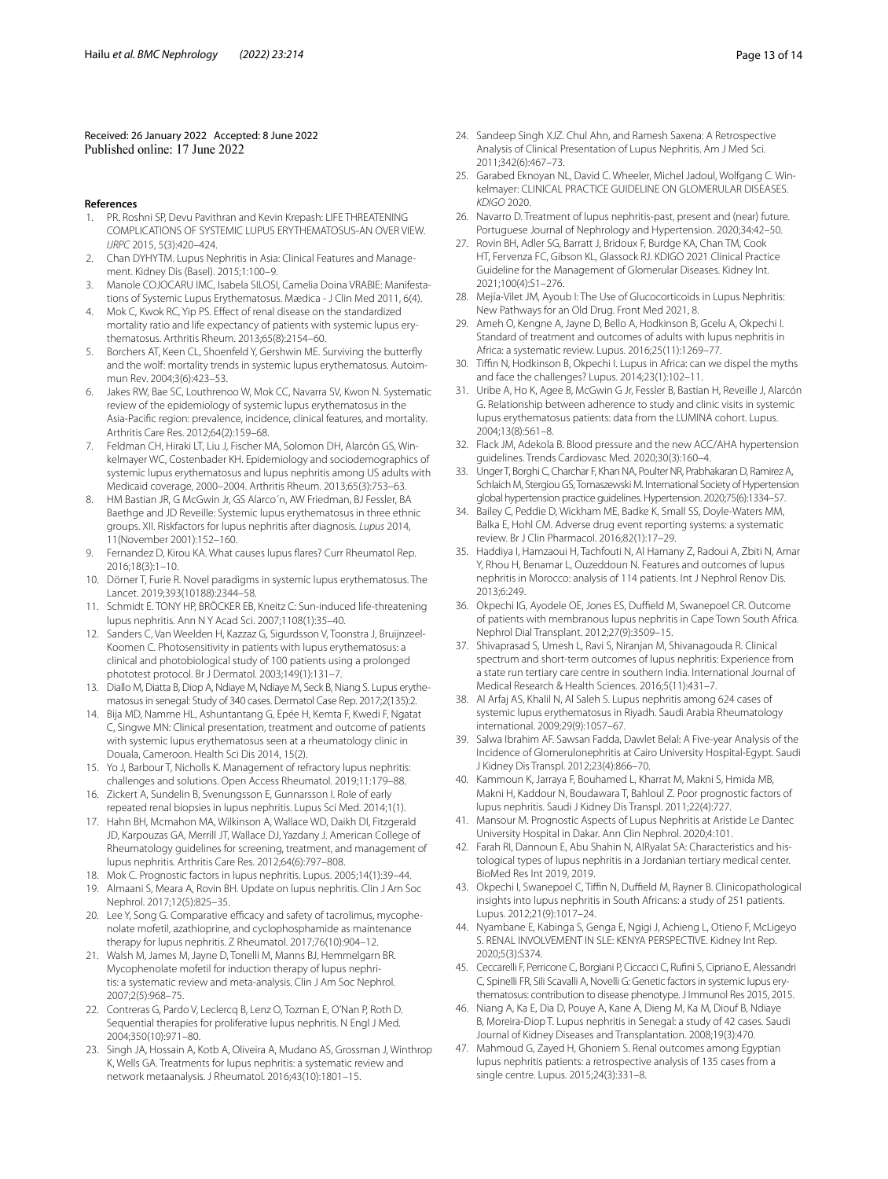Received: 26 January 2022 Accepted: 8 June 2022
Published online: 17 June 2022

**References**

1. PR. Roshni SP, Devu Pavithran and Kevin Krepash: LIFE THREATENING COMPLICATIONS OF SYSTEMIC LUPUS ERYTHEMATOSUS-AN OVER VIEW. *IJRPC* 2015, 5(3):420–424.
2. Chan DYHYTM. Lupus Nephritis in Asia: Clinical Features and Management. Kidney Dis (Basel). 2015;1:100–9.
3. Manole COJOCARU IMC, Isabela SILOSI, Camelia Doina VRABIE: Manifestations of Systemic Lupus Erythematosus. Mædica - J Clin Med 2011, 6(4).
4. Mok C, Kwok RC, Yip PS. Effect of renal disease on the standardized mortality ratio and life expectancy of patients with systemic lupus erythematosus. Arthritis Rheum. 2013;65(8):2154–60.
5. Borchers AT, Keen CL, Shoenfeld Y, Gershwin ME. Surviving the butterfly and the wolf: mortality trends in systemic lupus erythematosus. Autoimmun Rev. 2004;3(6):423–53.
6. Jakes RW, Bae SC, Louthrenoo W, Mok CC, Navarra SV, Kwon N. Systematic review of the epidemiology of systemic lupus erythematosus in the Asia-Pacific region: prevalence, incidence, clinical features, and mortality. Arthritis Care Res. 2012;64(2):159–68.
7. Feldman CH, Hiraki LT, Liu J, Fischer MA, Solomon DH, Alarcón GS, Winkelmayer WC, Costenbader KH. Epidemiology and sociodemographics of systemic lupus erythematosus and lupus nephritis among US adults with Medicaid coverage, 2000–2004. Arthritis Rheum. 2013;65(3):753–63.
8. HM Bastian JR, G McGwin Jr, GS Alarco´n, AW Friedman, BJ Fessler, BA Baethge and JD Reveille: Systemic lupus erythematosus in three ethnic groups. XII. Riskfactors for lupus nephritis after diagnosis. *Lupus* 2014, 11(November 2001):152–160.
9. Fernandez D, Kirou KA. What causes lupus flares? Curr Rheumatol Rep. 2016;18(3):1–10.
10. Dörner T, Furie R. Novel paradigms in systemic lupus erythematosus. The Lancet. 2019;393(10188):2344–58.
11. Schmidt E. TONY HP, BRÖCKER EB, Kneitz C: Sun-induced life-threatening lupus nephritis. Ann N Y Acad Sci. 2007;1108(1):35–40.
12. Sanders C, Van Weelden H, Kazzaz G, Sigurdsson V, Toonstra J, Bruijnzeel-Koomen C. Photosensitivity in patients with lupus erythematosus: a clinical and photobiological study of 100 patients using a prolonged phototest protocol. Br J Dermatol. 2003;149(1):131–7.
13. Diallo M, Diatta B, Diop A, Ndiaye M, Ndiaye M, Seck B, Niang S. Lupus erythematosus in senegal: Study of 340 cases. Dermatol Case Rep. 2017;2(135):2.
14. Bija MD, Namme HL, Ashuntantang G, Epée H, Kemta F, Kwedi F, Ngatat C, Singwe MN: Clinical presentation, treatment and outcome of patients with systemic lupus erythematosus seen at a rheumatology clinic in Douala, Cameroon. Health Sci Dis 2014, 15(2).
15. Yo J, Barbour T, Nicholls K. Management of refractory lupus nephritis: challenges and solutions. Open Access Rheumatol. 2019;11:179–88.
16. Zickert A, Sundelin B, Svenungsson E, Gunnarsson I. Role of early repeated renal biopsies in lupus nephritis. Lupus Sci Med. 2014;1(1).
17. Hahn BH, Mcmahon MA, Wilkinson A, Wallace WD, Daikh DI, Fitzgerald JD, Karpouzas GA, Merrill JT, Wallace DJ, Yazdany J. American College of Rheumatology guidelines for screening, treatment, and management of lupus nephritis. Arthritis Care Res. 2012;64(6):797–808.
18. Mok C. Prognostic factors in lupus nephritis. Lupus. 2005;14(1):39–44.
19. Almaani S, Meara A, Rovin BH. Update on lupus nephritis. Clin J Am Soc Nephrol. 2017;12(5):825–35.
20. Lee Y, Song G. Comparative efficacy and safety of tacrolimus, mycophenolate mofetil, azathioprine, and cyclophosphamide as maintenance therapy for lupus nephritis. Z Rheumatol. 2017;76(10):904–12.
21. Walsh M, James M, Jayne D, Tonelli M, Manns BJ, Hemmelgarn BR. Mycophenolate mofetil for induction therapy of lupus nephritis: a systematic review and meta-analysis. Clin J Am Soc Nephrol. 2007;2(5):968–75.
22. Contreras G, Pardo V, Leclercq B, Lenz O, Tozman E, O'Nan P, Roth D. Sequential therapies for proliferative lupus nephritis. N Engl J Med. 2004;350(10):971–80.
23. Singh JA, Hossain A, Kotb A, Oliveira A, Mudano AS, Grossman J, Winthrop K, Wells GA. Treatments for lupus nephritis: a systematic review and network metaanalysis. J Rheumatol. 2016;43(10):1801–15.
24. Sandeep Singh XJZ. Chul Ahn, and Ramesh Saxena: A Retrospective Analysis of Clinical Presentation of Lupus Nephritis. Am J Med Sci. 2011;342(6):467–73.
25. Garabed Eknoyan NL, David C. Wheeler, Michel Jadoul, Wolfgang C. Winkelmayer: CLINICAL PRACTICE GUIDELINE ON GLOMERULAR DISEASES. *KDIGO* 2020.
26. Navarro D. Treatment of lupus nephritis-past, present and (near) future. Portuguese Journal of Nephrology and Hypertension. 2020;34:42–50.
27. Rovin BH, Adler SG, Barratt J, Bridoux F, Burdge KA, Chan TM, Cook HT, Fervenza FC, Gibson KL, Glassock RJ. KDIGO 2021 Clinical Practice Guideline for the Management of Glomerular Diseases. Kidney Int. 2021;100(4):S1–276.
28. Mejía-Vilet JM, Ayoub I: The Use of Glucocorticoids in Lupus Nephritis: New Pathways for an Old Drug. Front Med 2021, 8.
29. Ameh O, Kengne A, Jayne D, Bello A, Hodkinson B, Gcelu A, Okpechi I. Standard of treatment and outcomes of adults with lupus nephritis in Africa: a systematic review. Lupus. 2016;25(11):1269–77.
30. Tiffin N, Hodkinson B, Okpechi I. Lupus in Africa: can we dispel the myths and face the challenges? Lupus. 2014;23(1):102–11.
31. Uribe A, Ho K, Agee B, McGwin G Jr, Fessler B, Bastian H, Reveille J, Alarcón G. Relationship between adherence to study and clinic visits in systemic lupus erythematosus patients: data from the LUMINA cohort. Lupus. 2004;13(8):561–8.
32. Flack JM, Adekola B. Blood pressure and the new ACC/AHA hypertension guidelines. Trends Cardiovasc Med. 2020;30(3):160–4.
33. Unger T, Borghi C, Charchar F, Khan NA, Poulter NR, Prabhakaran D, Ramirez A, Schlaich M, Stergiou GS, Tomaszewski M. International Society of Hypertension global hypertension practice guidelines. Hypertension. 2020;75(6):1334–57.
34. Bailey C, Peddie D, Wickham ME, Badke K, Small SS, Doyle-Waters MM, Balka E, Hohl CM. Adverse drug event reporting systems: a systematic review. Br J Clin Pharmacol. 2016;82(1):17–29.
35. Haddiya I, Hamzaoui H, Tachfouti N, Al Hamany Z, Radoui A, Zbiti N, Amar Y, Rhou H, Benamar L, Ouzeddoun N. Features and outcomes of lupus nephritis in Morocco: analysis of 114 patients. Int J Nephrol Renov Dis. 2013;6:249.
36. Okpechi IG, Ayodele OE, Jones ES, Duffield M, Swanepoel CR. Outcome of patients with membranous lupus nephritis in Cape Town South Africa. Nephrol Dial Transplant. 2012;27(9):3509–15.
37. Shivaprasad S, Umesh L, Ravi S, Niranjan M, Shivanagouda R. Clinical spectrum and short-term outcomes of lupus nephritis: Experience from a state run tertiary care centre in southern India. International Journal of Medical Research & Health Sciences. 2016;5(11):431–7.
38. Al Arfaj AS, Khalil N, Al Saleh S. Lupus nephritis among 624 cases of systemic lupus erythematosus in Riyadh. Saudi Arabia Rheumatology international. 2009;29(9):1057–67.
39. Salwa Ibrahim AF. Sawsan Fadda, Dawlet Belal: A Five-year Analysis of the Incidence of Glomerulonephritis at Cairo University Hospital-Egypt. Saudi J Kidney Dis Transpl. 2012;23(4):866–70.
40. Kammoun K, Jarraya F, Bouhamed L, Kharrat M, Makni S, Hmida MB, Makni H, Kaddour N, Boudawara T, Bahloul Z. Poor prognostic factors of lupus nephritis. Saudi J Kidney Dis Transpl. 2011;22(4):727.
41. Mansour M. Prognostic Aspects of Lupus Nephritis at Aristide Le Dantec University Hospital in Dakar. Ann Clin Nephrol. 2020;4:101.
42. Farah RI, Dannoun E, Abu Shahin N, AlRyalat SA: Characteristics and histological types of lupus nephritis in a Jordanian tertiary medical center. BioMed Res Int 2019, 2019.
43. Okpechi I, Swanepoel C, Tiffin N, Duffield M, Rayner B. Clinicopathological insights into lupus nephritis in South Africans: a study of 251 patients. Lupus. 2012;21(9):1017–24.
44. Nyambane E, Kabinga S, Genga E, Ngigi J, Achieng L, Otieno F, McLigeyo S. RENAL INVOLVEMENT IN SLE: KENYA PERSPECTIVE. Kidney Int Rep. 2020;5(3):S374.
45. Ceccarelli F, Perricone C, Borgiani P, Ciccacci C, Rufini S, Cipriano E, Alessandri C, Spinelli FR, Sili Scavalli A, Novelli G: Genetic factors in systemic lupus erythematosus: contribution to disease phenotype. J Immunol Res 2015, 2015.
46. Niang A, Ka E, Dia D, Pouye A, Kane A, Dieng M, Ka M, Diouf B, Ndiaye B, Moreira-Diop T. Lupus nephritis in Senegal: a study of 42 cases. Saudi Journal of Kidney Diseases and Transplantation. 2008;19(3):470.
47. Mahmoud G, Zayed H, Ghoniem S. Renal outcomes among Egyptian lupus nephritis patients: a retrospective analysis of 135 cases from a single centre. Lupus. 2015;24(3):331–8.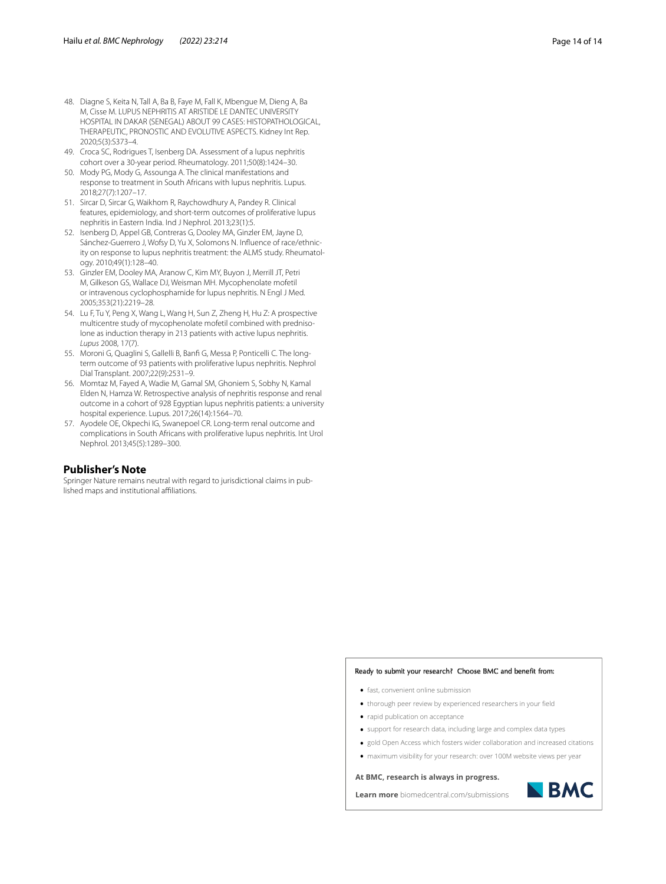48. Diagne S, Keita N, Tall A, Ba B, Faye M, Fall K, Mbengue M, Dieng A, Ba M, Cisse M. LUPUS NEPHRITIS AT ARISTIDE LE DANTEC UNIVERSITY HOSPITAL IN DAKAR (SENEGAL) ABOUT 99 CASES: HISTOPATHOLOGICAL, THERAPEUTIC, PRONOSTIC AND EVOLUTIVE ASPECTS. Kidney Int Rep. 2020;5(3):S373–4.
49. Croca SC, Rodrigues T, Isenberg DA. Assessment of a lupus nephritis cohort over a 30-year period. Rheumatology. 2011;50(8):1424–30.
50. Mody PG, Mody G, Assounga A. The clinical manifestations and response to treatment in South Africans with lupus nephritis. Lupus. 2018;27(7):1207–17.
51. Sircar D, Sircar G, Waikhom R, Raychowdhury A, Pandey R. Clinical features, epidemiology, and short-term outcomes of proliferative lupus nephritis in Eastern India. Ind J Nephrol. 2013;23(1):5.
52. Isenberg D, Appel GB, Contreras G, Dooley MA, Ginzler EM, Jayne D, Sánchez-Guerrero J, Wofsy D, Yu X, Solomons N. Influence of race/ethnicity on response to lupus nephritis treatment: the ALMS study. Rheumatology. 2010;49(1):128–40.
53. Ginzler EM, Dooley MA, Aranow C, Kim MY, Buyon J, Merrill JT, Petri M, Gilkeson GS, Wallace DJ, Weisman MH. Mycophenolate mofetil or intravenous cyclophosphamide for lupus nephritis. N Engl J Med. 2005;353(21):2219–28.
54. Lu F, Tu Y, Peng X, Wang L, Wang H, Sun Z, Zheng H, Hu Z: A prospective multicentre study of mycophenolate mofetil combined with prednisolone as induction therapy in 213 patients with active lupus nephritis. *Lupus* 2008, 17(7).
55. Moroni G, Quaglini S, Gallelli B, Banfi G, Messa P, Ponticelli C. The long-term outcome of 93 patients with proliferative lupus nephritis. Nephrol Dial Transplant. 2007;22(9):2531–9.
56. Momtaz M, Fayed A, Wadie M, Gamal SM, Ghoniem S, Sobhy N, Kamal Elden N, Hamza W. Retrospective analysis of nephritis response and renal outcome in a cohort of 928 Egyptian lupus nephritis patients: a university hospital experience. Lupus. 2017;26(14):1564–70.
57. Ayodele OE, Okpechi IG, Swanepoel CR. Long-term renal outcome and complications in South Africans with proliferative lupus nephritis. Int Urol Nephrol. 2013;45(5):1289–300.

## Publisher's Note

Springer Nature remains neutral with regard to jurisdictional claims in published maps and institutional affiliations.

Ready to submit your research? Choose BMC and benefit from:

- fast, convenient online submission
- thorough peer review by experienced researchers in your field
- rapid publication on acceptance
- support for research data, including large and complex data types
- gold Open Access which fosters wider collaboration and increased citations
- maximum visibility for your research: over 100M website views per year

**At BMC, research is always in progress.**

**Learn more** biomedcentral.com/submissions

BMC